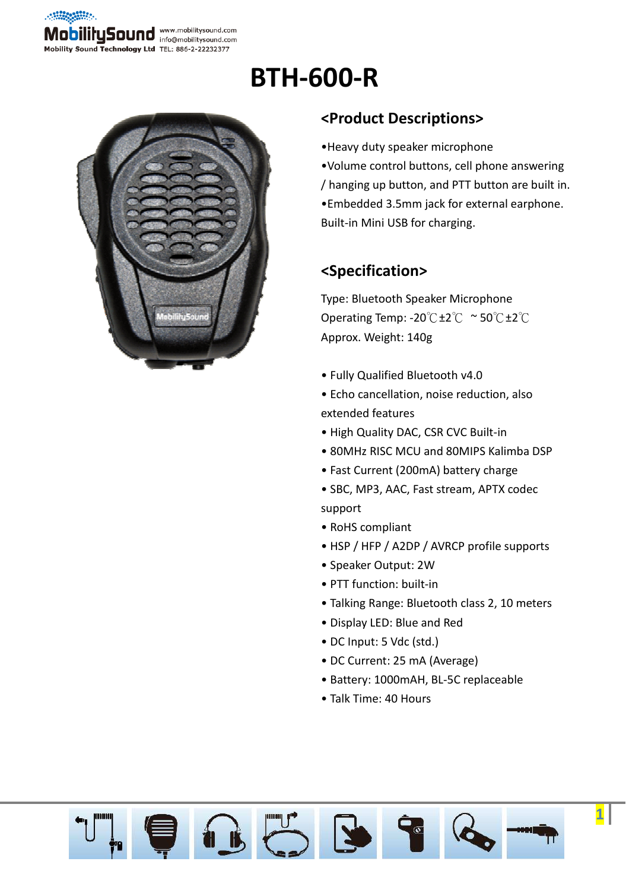# BTH-600-R

## <Product Descriptions>

•Heavy duty speaker microphone
•Volume control buttons, cell phone answering / hanging up button, and PTT button are built in.
•Embedded 3.5mm jack for external earphone. Built-in Mini USB for charging.

## <Specification>

Type: Bluetooth Speaker Microphone
Operating Temp: -20℃±2℃ ~ 50℃±2℃
Approx. Weight: 140g

- Fully Qualified Bluetooth v4.0
- Echo cancellation, noise reduction, also extended features
- High Quality DAC, CSR CVC Built-in
- 80MHz RISC MCU and 80MIPS Kalimba DSP
- Fast Current (200mA) battery charge
- SBC, MP3, AAC, Fast stream, APTX codec support
- RoHS compliant
- HSP / HFP / A2DP / AVRCP profile supports
- Speaker Output: 2W
- PTT function: built-in
- Talking Range: Bluetooth class 2, 10 meters
- Display LED: Blue and Red
- DC Input: 5 Vdc (std.)
- DC Current: 25 mA (Average)
- Battery: 1000mAH, BL-5C replaceable
- Talk Time: 40 Hours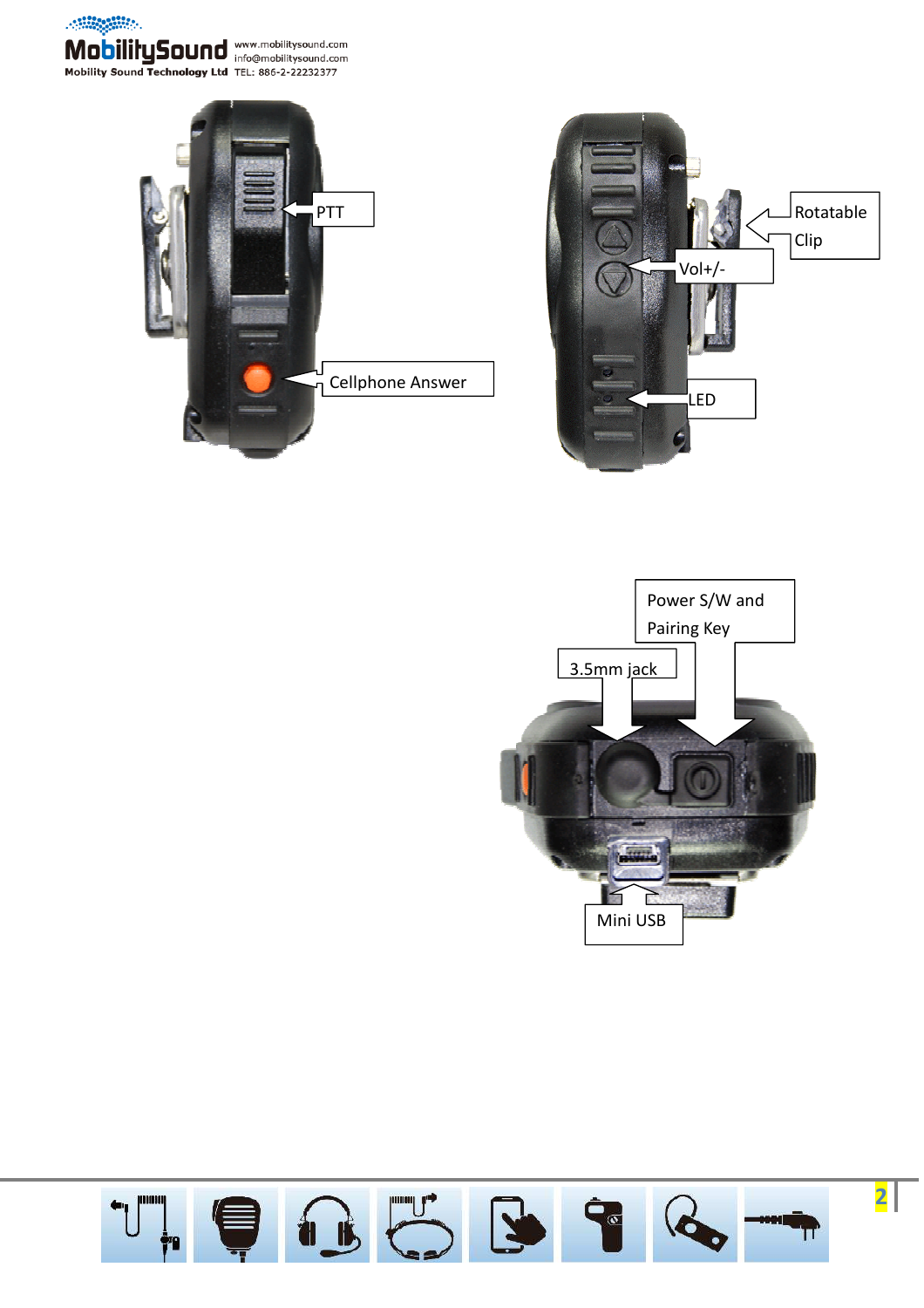PTT

Cellphone Answer

Rotatable Clip

Vol+/-

LED

Power S/W and Pairing Key

3.5mm jack

Mini USB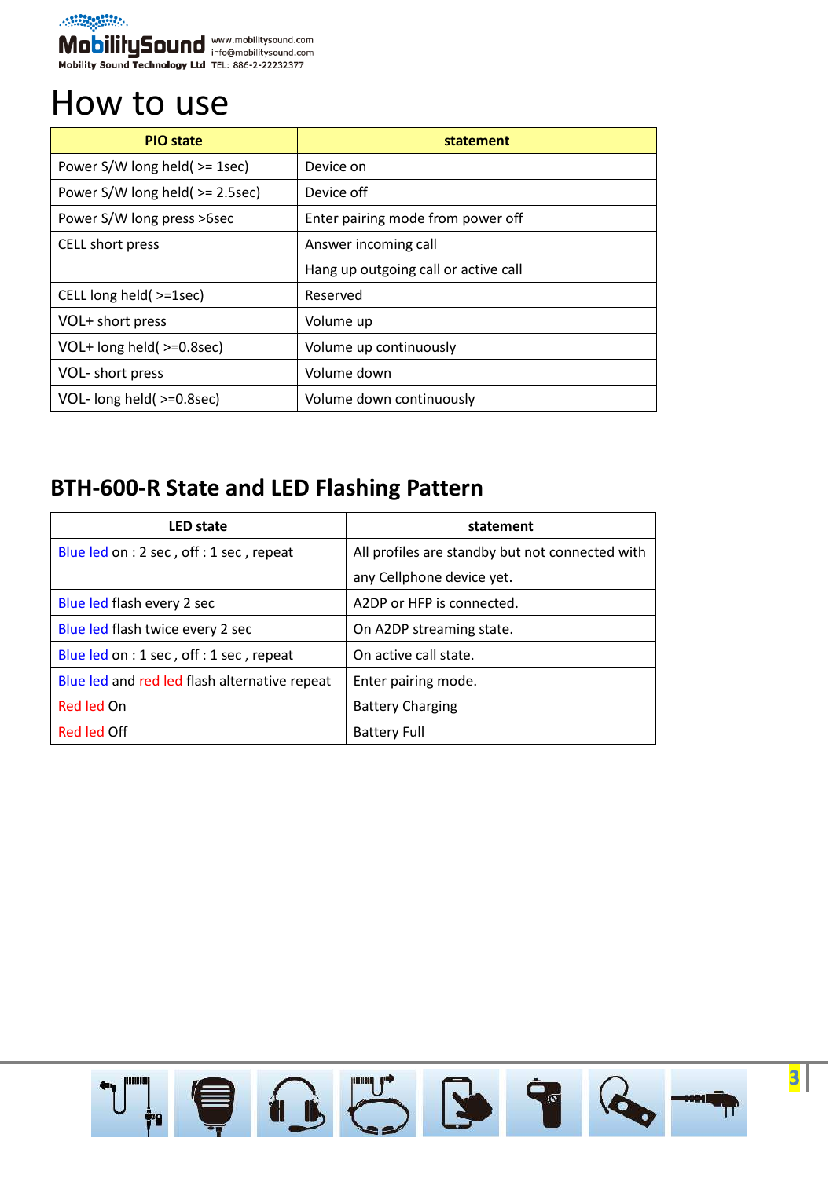# How to use

| PIO state | statement |
|---|---|
| Power S/W long held( >= 1sec) | Device on |
| Power S/W long held( >= 2.5sec) | Device off |
| Power S/W long press >6sec | Enter pairing mode from power off |
| CELL short press | Answer incoming call<br>Hang up outgoing call or active call |
| CELL long held( >=1sec) | Reserved |
| VOL+ short press | Volume up |
| VOL+ long held( >=0.8sec) | Volume up continuously |
| VOL- short press | Volume down |
| VOL- long held( >=0.8sec) | Volume down continuously |

## BTH-600-R State and LED Flashing Pattern

| LED state | statement |
|---|---|
| Blue led on : 2 sec , off : 1 sec , repeat | All profiles are standby but not connected with any Cellphone device yet. |
| Blue led flash every 2 sec | A2DP or HFP is connected. |
| Blue led flash twice every 2 sec | On A2DP streaming state. |
| Blue led on : 1 sec , off : 1 sec , repeat | On active call state. |
| Blue led and red led flash alternative repeat | Enter pairing mode. |
| Red led On | Battery Charging |
| Red led Off | Battery Full |